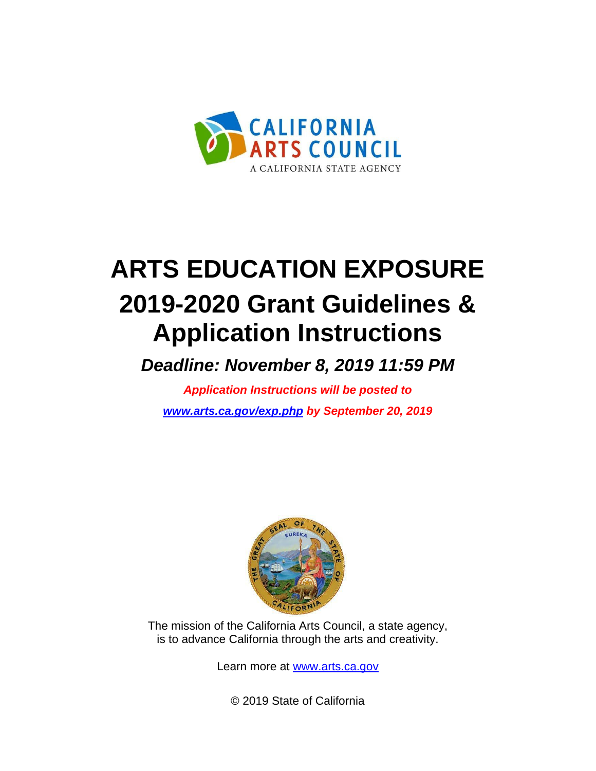# ARTS EDUCATION EXPOSURE

# 2019-2020 Grant Guidelines & Application Instructions

## *Deadline: November 8, 2019 11:59 PM*

***Application Instructions will be posted to [www.arts.ca.gov/exp.php](www.arts.ca.gov/exp.php) by September 20, 2019***

The mission of the California Arts Council, a state agency, is to advance California through the arts and creativity.

Learn more at [www.arts.ca.gov](www.arts.ca.gov)

© 2019 State of California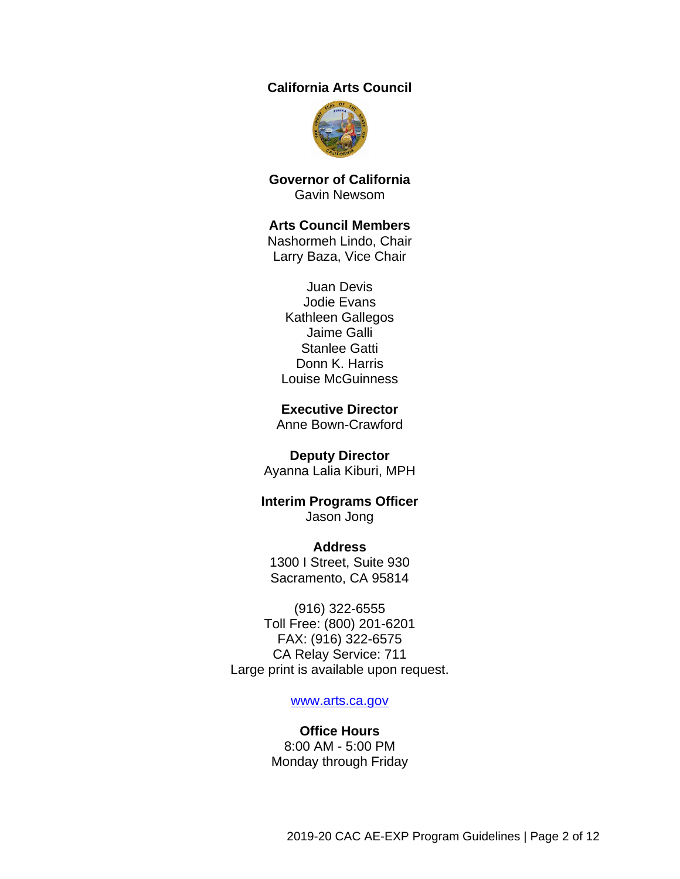**California Arts Council**

**Governor of California**
Gavin Newsom

**Arts Council Members**
Nashormeh Lindo, Chair
Larry Baza, Vice Chair

Juan Devis
Jodie Evans
Kathleen Gallegos
Jaime Galli
Stanlee Gatti
Donn K. Harris
Louise McGuinness

**Executive Director**
Anne Bown-Crawford

**Deputy Director**
Ayanna Lalia Kiburi, MPH

**Interim Programs Officer**
Jason Jong

**Address**
1300 I Street, Suite 930
Sacramento, CA 95814

(916) 322-6555
Toll Free: (800) 201-6201
FAX: (916) 322-6575
CA Relay Service: 711
Large print is available upon request.

[www.arts.ca.gov](http://www.arts.ca.gov)

**Office Hours**
8:00 AM - 5:00 PM
Monday through Friday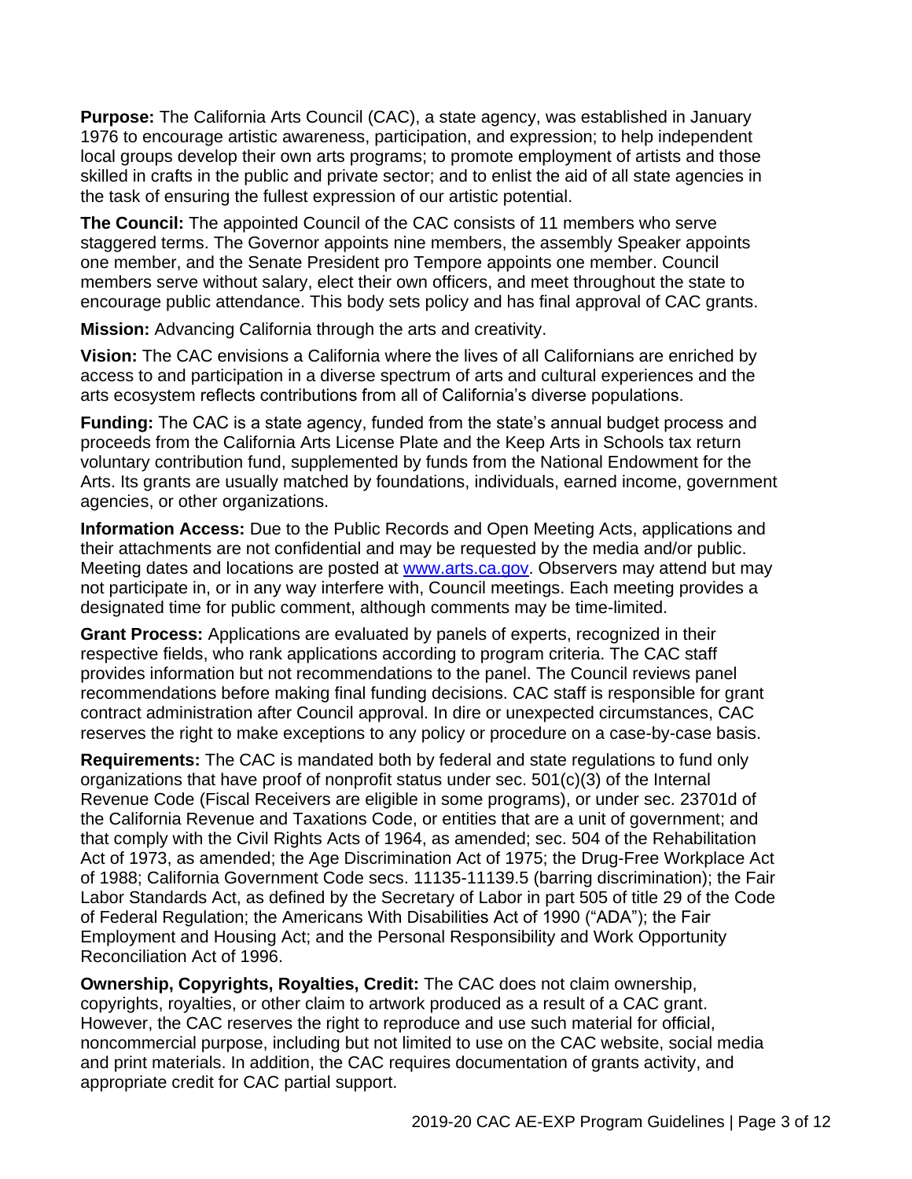**Purpose:** The California Arts Council (CAC), a state agency, was established in January 1976 to encourage artistic awareness, participation, and expression; to help independent local groups develop their own arts programs; to promote employment of artists and those skilled in crafts in the public and private sector; and to enlist the aid of all state agencies in the task of ensuring the fullest expression of our artistic potential.

**The Council:** The appointed Council of the CAC consists of 11 members who serve staggered terms. The Governor appoints nine members, the assembly Speaker appoints one member, and the Senate President pro Tempore appoints one member. Council members serve without salary, elect their own officers, and meet throughout the state to encourage public attendance. This body sets policy and has final approval of CAC grants.

**Mission:** Advancing California through the arts and creativity.

**Vision:** The CAC envisions a California where the lives of all Californians are enriched by access to and participation in a diverse spectrum of arts and cultural experiences and the arts ecosystem reflects contributions from all of California's diverse populations.

**Funding:** The CAC is a state agency, funded from the state's annual budget process and proceeds from the California Arts License Plate and the Keep Arts in Schools tax return voluntary contribution fund, supplemented by funds from the National Endowment for the Arts. Its grants are usually matched by foundations, individuals, earned income, government agencies, or other organizations.

**Information Access:** Due to the Public Records and Open Meeting Acts, applications and their attachments are not confidential and may be requested by the media and/or public. Meeting dates and locations are posted at [www.arts.ca.gov](http://www.arts.ca.gov). Observers may attend but may not participate in, or in any way interfere with, Council meetings. Each meeting provides a designated time for public comment, although comments may be time-limited.

**Grant Process:** Applications are evaluated by panels of experts, recognized in their respective fields, who rank applications according to program criteria. The CAC staff provides information but not recommendations to the panel. The Council reviews panel recommendations before making final funding decisions. CAC staff is responsible for grant contract administration after Council approval. In dire or unexpected circumstances, CAC reserves the right to make exceptions to any policy or procedure on a case-by-case basis.

**Requirements:** The CAC is mandated both by federal and state regulations to fund only organizations that have proof of nonprofit status under sec. 501(c)(3) of the Internal Revenue Code (Fiscal Receivers are eligible in some programs), or under sec. 23701d of the California Revenue and Taxations Code, or entities that are a unit of government; and that comply with the Civil Rights Acts of 1964, as amended; sec. 504 of the Rehabilitation Act of 1973, as amended; the Age Discrimination Act of 1975; the Drug-Free Workplace Act of 1988; California Government Code secs. 11135-11139.5 (barring discrimination); the Fair Labor Standards Act, as defined by the Secretary of Labor in part 505 of title 29 of the Code of Federal Regulation; the Americans With Disabilities Act of 1990 ("ADA"); the Fair Employment and Housing Act; and the Personal Responsibility and Work Opportunity Reconciliation Act of 1996.

**Ownership, Copyrights, Royalties, Credit:** The CAC does not claim ownership, copyrights, royalties, or other claim to artwork produced as a result of a CAC grant. However, the CAC reserves the right to reproduce and use such material for official, noncommercial purpose, including but not limited to use on the CAC website, social media and print materials. In addition, the CAC requires documentation of grants activity, and appropriate credit for CAC partial support.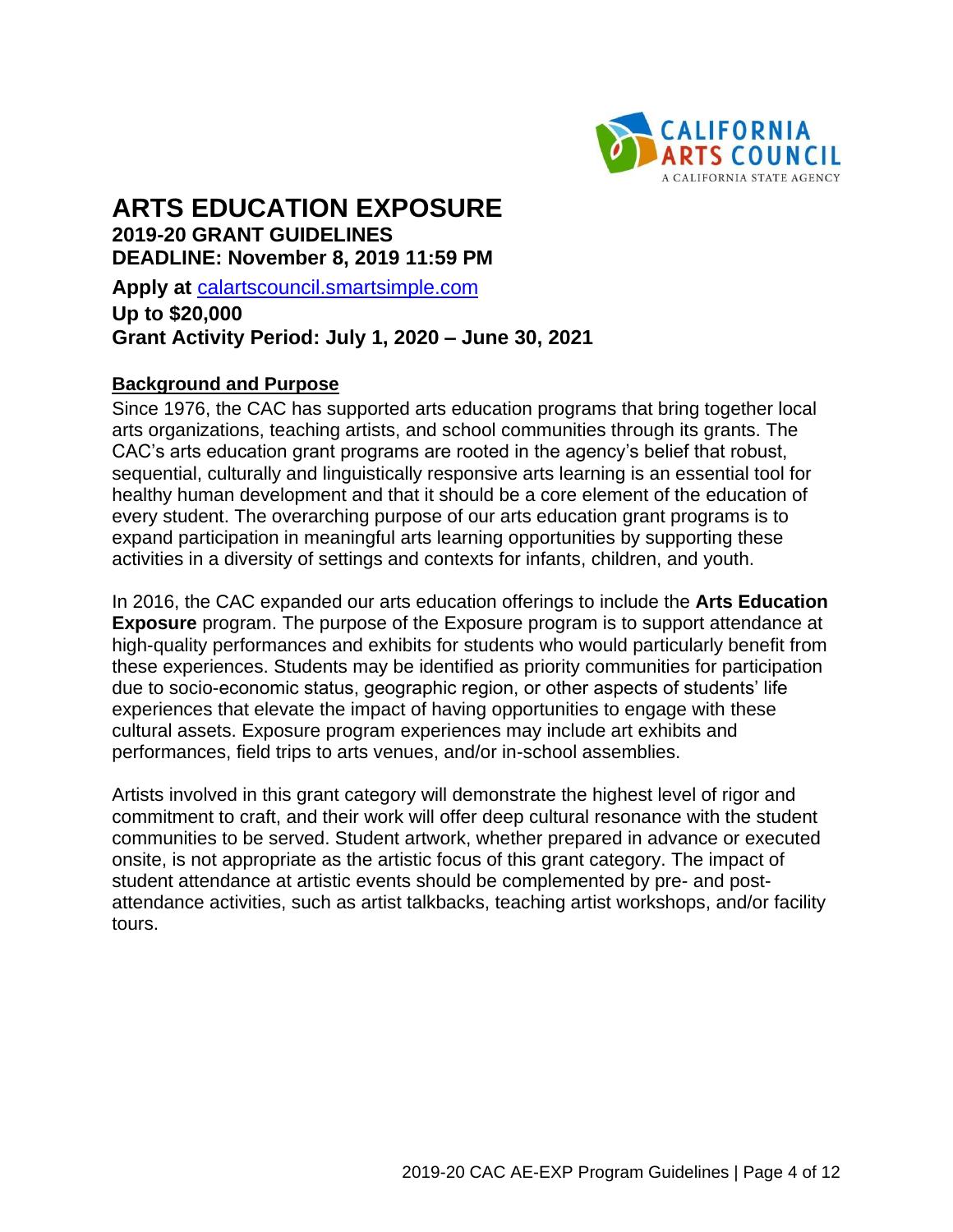# ARTS EDUCATION EXPOSURE

**2019-20 GRANT GUIDELINES**

**DEADLINE: November 8, 2019 11:59 PM**

**Apply at** calartscouncil.smartsimple.com

**Up to $20,000**

**Grant Activity Period: July 1, 2020 – June 30, 2021**

## Background and Purpose

Since 1976, the CAC has supported arts education programs that bring together local arts organizations, teaching artists, and school communities through its grants. The CAC's arts education grant programs are rooted in the agency's belief that robust, sequential, culturally and linguistically responsive arts learning is an essential tool for healthy human development and that it should be a core element of the education of every student. The overarching purpose of our arts education grant programs is to expand participation in meaningful arts learning opportunities by supporting these activities in a diversity of settings and contexts for infants, children, and youth.

In 2016, the CAC expanded our arts education offerings to include the **Arts Education Exposure** program. The purpose of the Exposure program is to support attendance at high-quality performances and exhibits for students who would particularly benefit from these experiences. Students may be identified as priority communities for participation due to socio-economic status, geographic region, or other aspects of students' life experiences that elevate the impact of having opportunities to engage with these cultural assets. Exposure program experiences may include art exhibits and performances, field trips to arts venues, and/or in-school assemblies.

Artists involved in this grant category will demonstrate the highest level of rigor and commitment to craft, and their work will offer deep cultural resonance with the student communities to be served. Student artwork, whether prepared in advance or executed onsite, is not appropriate as the artistic focus of this grant category. The impact of student attendance at artistic events should be complemented by pre- and post-attendance activities, such as artist talkbacks, teaching artist workshops, and/or facility tours.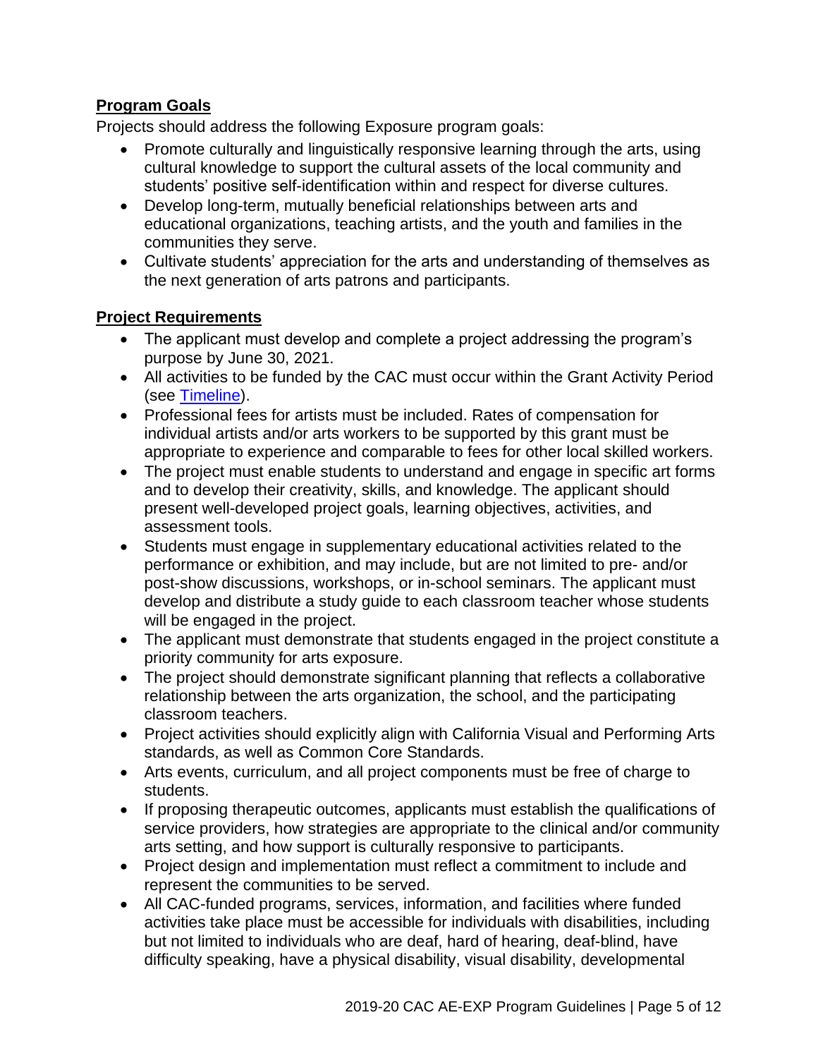## Program Goals

Projects should address the following Exposure program goals:

- Promote culturally and linguistically responsive learning through the arts, using cultural knowledge to support the cultural assets of the local community and students' positive self-identification within and respect for diverse cultures.
- Develop long-term, mutually beneficial relationships between arts and educational organizations, teaching artists, and the youth and families in the communities they serve.
- Cultivate students' appreciation for the arts and understanding of themselves as the next generation of arts patrons and participants.

## Project Requirements

- The applicant must develop and complete a project addressing the program's purpose by June 30, 2021.
- All activities to be funded by the CAC must occur within the Grant Activity Period (see Timeline).
- Professional fees for artists must be included. Rates of compensation for individual artists and/or arts workers to be supported by this grant must be appropriate to experience and comparable to fees for other local skilled workers.
- The project must enable students to understand and engage in specific art forms and to develop their creativity, skills, and knowledge. The applicant should present well-developed project goals, learning objectives, activities, and assessment tools.
- Students must engage in supplementary educational activities related to the performance or exhibition, and may include, but are not limited to pre- and/or post-show discussions, workshops, or in-school seminars. The applicant must develop and distribute a study guide to each classroom teacher whose students will be engaged in the project.
- The applicant must demonstrate that students engaged in the project constitute a priority community for arts exposure.
- The project should demonstrate significant planning that reflects a collaborative relationship between the arts organization, the school, and the participating classroom teachers.
- Project activities should explicitly align with California Visual and Performing Arts standards, as well as Common Core Standards.
- Arts events, curriculum, and all project components must be free of charge to students.
- If proposing therapeutic outcomes, applicants must establish the qualifications of service providers, how strategies are appropriate to the clinical and/or community arts setting, and how support is culturally responsive to participants.
- Project design and implementation must reflect a commitment to include and represent the communities to be served.
- All CAC-funded programs, services, information, and facilities where funded activities take place must be accessible for individuals with disabilities, including but not limited to individuals who are deaf, hard of hearing, deaf-blind, have difficulty speaking, have a physical disability, visual disability, developmental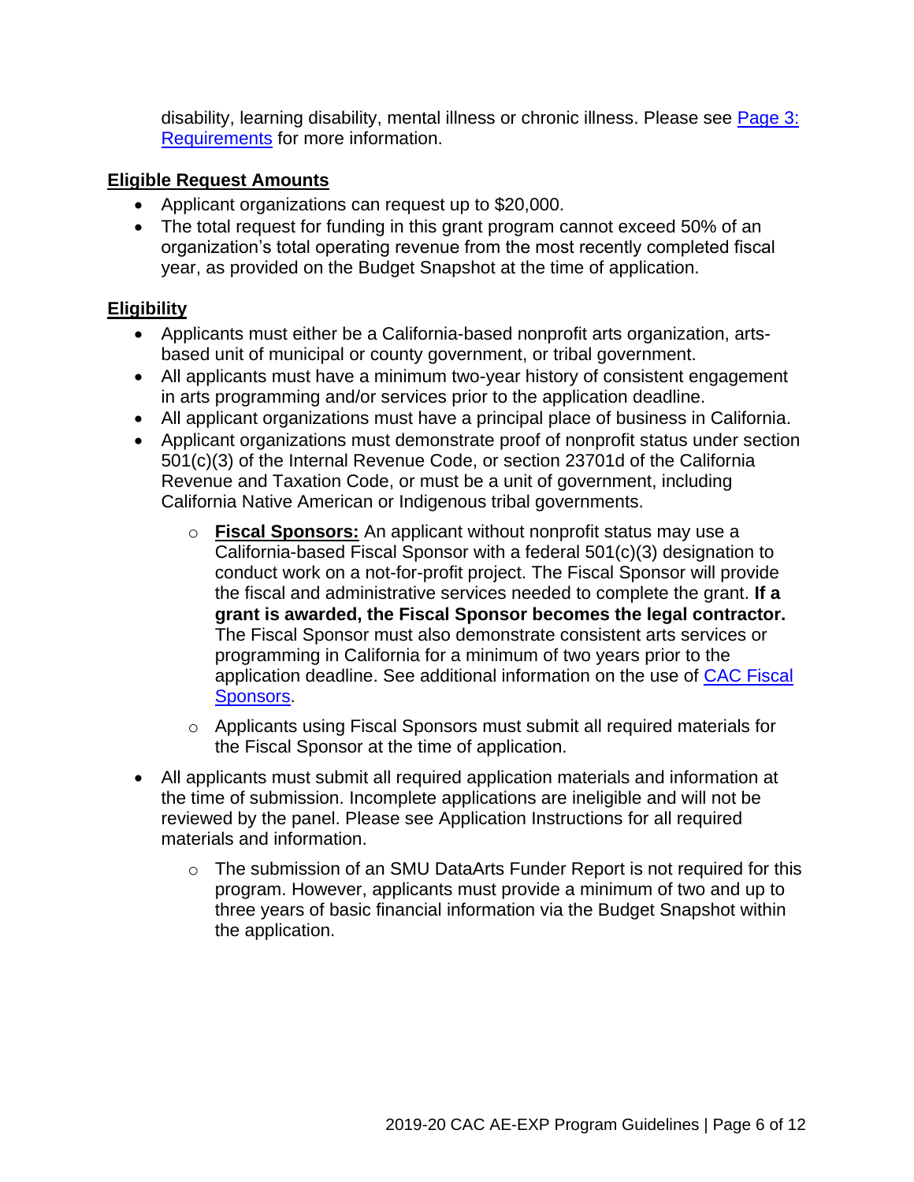disability, learning disability, mental illness or chronic illness. Please see [Page 3: Requirements](#) for more information.

## Eligible Request Amounts

- Applicant organizations can request up to $20,000.
- The total request for funding in this grant program cannot exceed 50% of an organization's total operating revenue from the most recently completed fiscal year, as provided on the Budget Snapshot at the time of application.

## Eligibility

- Applicants must either be a California-based nonprofit arts organization, arts-based unit of municipal or county government, or tribal government.
- All applicants must have a minimum two-year history of consistent engagement in arts programming and/or services prior to the application deadline.
- All applicant organizations must have a principal place of business in California.
- Applicant organizations must demonstrate proof of nonprofit status under section 501(c)(3) of the Internal Revenue Code, or section 23701d of the California Revenue and Taxation Code, or must be a unit of government, including California Native American or Indigenous tribal governments.
  - **Fiscal Sponsors:** An applicant without nonprofit status may use a California-based Fiscal Sponsor with a federal 501(c)(3) designation to conduct work on a not-for-profit project. The Fiscal Sponsor will provide the fiscal and administrative services needed to complete the grant. **If a grant is awarded, the Fiscal Sponsor becomes the legal contractor.** The Fiscal Sponsor must also demonstrate consistent arts services or programming in California for a minimum of two years prior to the application deadline. See additional information on the use of [CAC Fiscal Sponsors](#).
  - Applicants using Fiscal Sponsors must submit all required materials for the Fiscal Sponsor at the time of application.
- All applicants must submit all required application materials and information at the time of submission. Incomplete applications are ineligible and will not be reviewed by the panel. Please see Application Instructions for all required materials and information.
  - The submission of an SMU DataArts Funder Report is not required for this program. However, applicants must provide a minimum of two and up to three years of basic financial information via the Budget Snapshot within the application.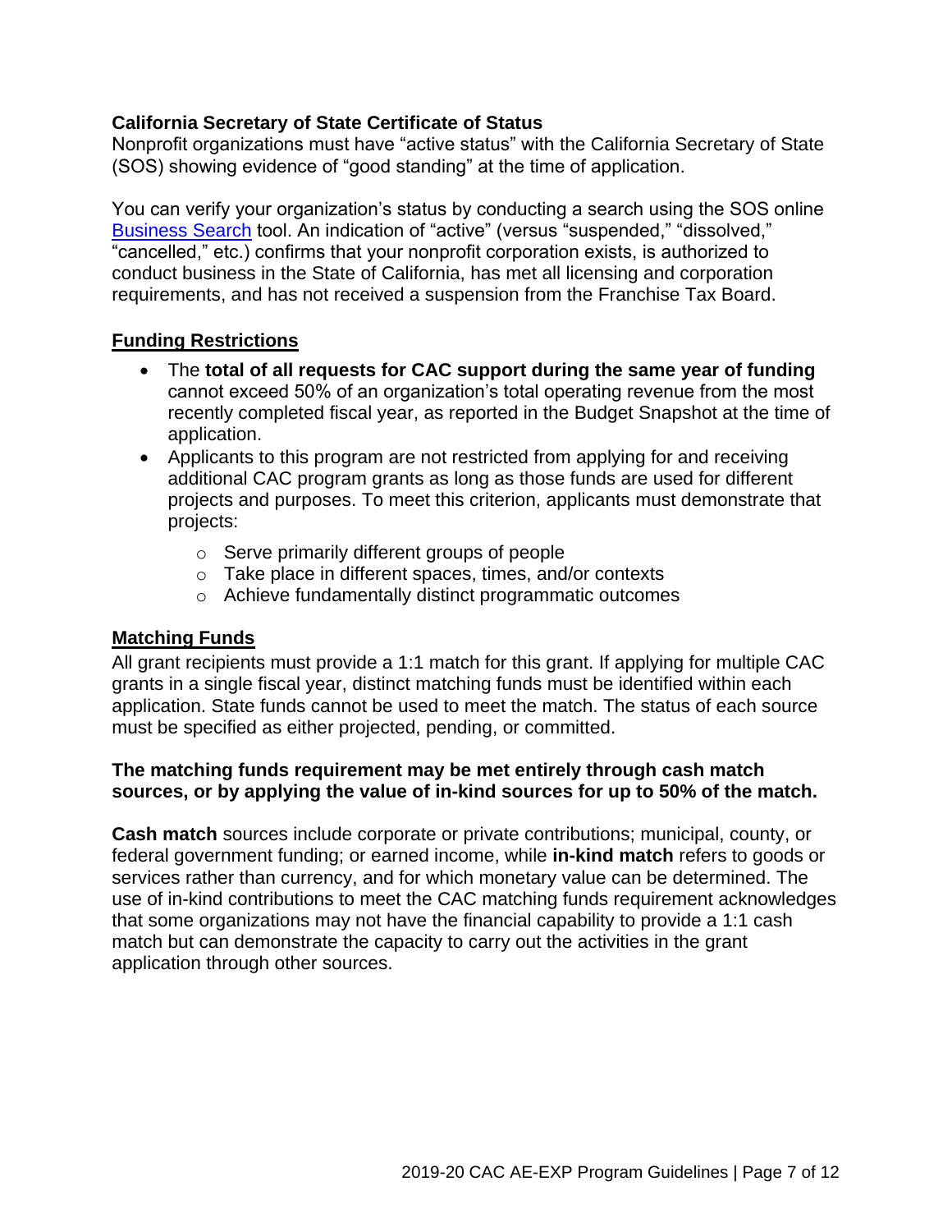**California Secretary of State Certificate of Status**

Nonprofit organizations must have "active status" with the California Secretary of State (SOS) showing evidence of "good standing" at the time of application.

You can verify your organization's status by conducting a search using the SOS online Business Search tool. An indication of "active" (versus "suspended," "dissolved," "cancelled," etc.) confirms that your nonprofit corporation exists, is authorized to conduct business in the State of California, has met all licensing and corporation requirements, and has not received a suspension from the Franchise Tax Board.

## Funding Restrictions

- The **total of all requests for CAC support during the same year of funding** cannot exceed 50% of an organization's total operating revenue from the most recently completed fiscal year, as reported in the Budget Snapshot at the time of application.
- Applicants to this program are not restricted from applying for and receiving additional CAC program grants as long as those funds are used for different projects and purposes. To meet this criterion, applicants must demonstrate that projects:
  - Serve primarily different groups of people
  - Take place in different spaces, times, and/or contexts
  - Achieve fundamentally distinct programmatic outcomes

## Matching Funds

All grant recipients must provide a 1:1 match for this grant. If applying for multiple CAC grants in a single fiscal year, distinct matching funds must be identified within each application. State funds cannot be used to meet the match. The status of each source must be specified as either projected, pending, or committed.

**The matching funds requirement may be met entirely through cash match sources, or by applying the value of in-kind sources for up to 50% of the match.**

**Cash match** sources include corporate or private contributions; municipal, county, or federal government funding; or earned income, while **in-kind match** refers to goods or services rather than currency, and for which monetary value can be determined. The use of in-kind contributions to meet the CAC matching funds requirement acknowledges that some organizations may not have the financial capability to provide a 1:1 cash match but can demonstrate the capacity to carry out the activities in the grant application through other sources.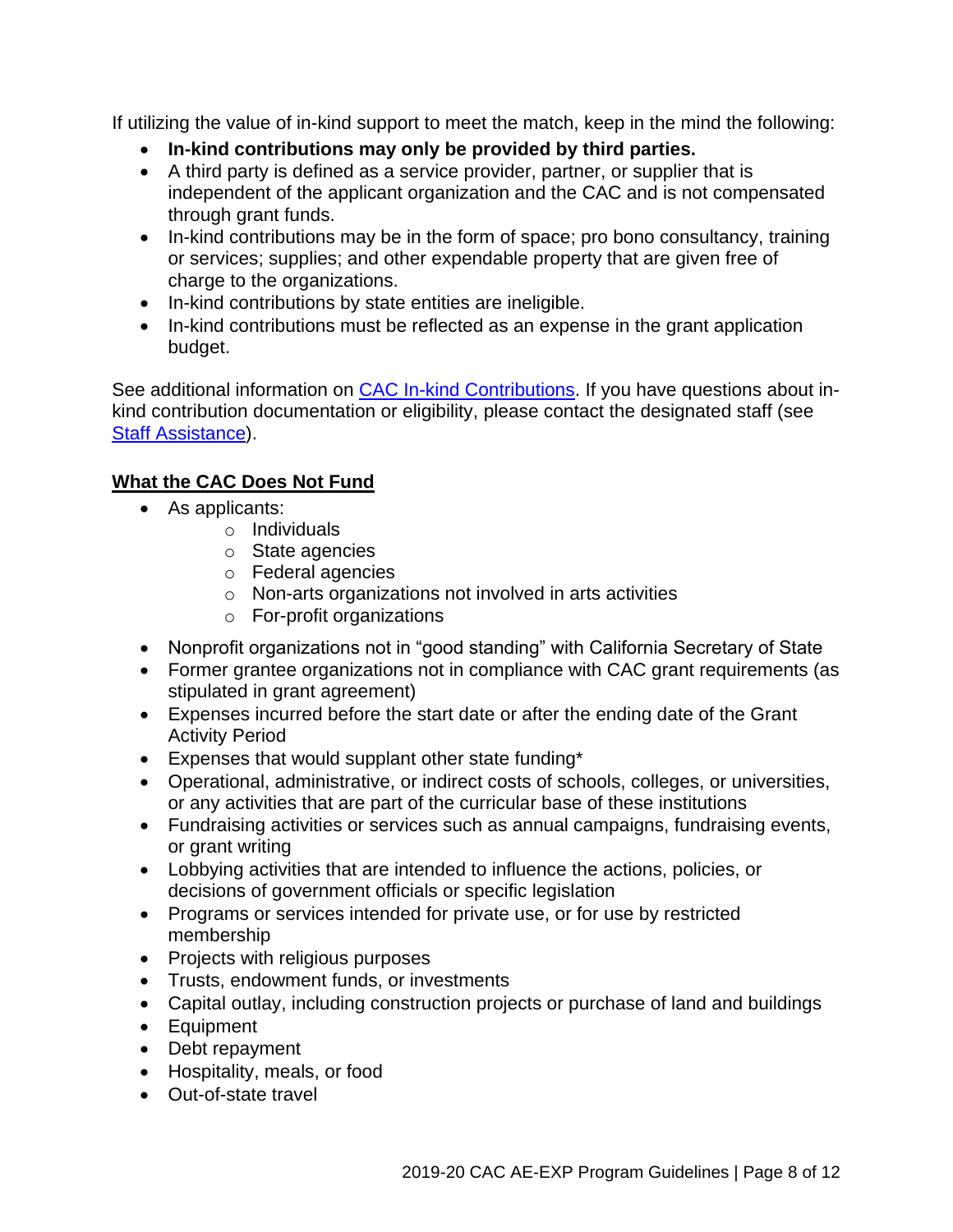If utilizing the value of in-kind support to meet the match, keep in the mind the following:

- **In-kind contributions may only be provided by third parties.**
- A third party is defined as a service provider, partner, or supplier that is independent of the applicant organization and the CAC and is not compensated through grant funds.
- In-kind contributions may be in the form of space; pro bono consultancy, training or services; supplies; and other expendable property that are given free of charge to the organizations.
- In-kind contributions by state entities are ineligible.
- In-kind contributions must be reflected as an expense in the grant application budget.

See additional information on [CAC In-kind Contributions](). If you have questions about in-kind contribution documentation or eligibility, please contact the designated staff (see [Staff Assistance]()).

## What the CAC Does Not Fund

- As applicants:
  - Individuals
  - State agencies
  - Federal agencies
  - Non-arts organizations not involved in arts activities
  - For-profit organizations
- Nonprofit organizations not in "good standing" with California Secretary of State
- Former grantee organizations not in compliance with CAC grant requirements (as stipulated in grant agreement)
- Expenses incurred before the start date or after the ending date of the Grant Activity Period
- Expenses that would supplant other state funding*
- Operational, administrative, or indirect costs of schools, colleges, or universities, or any activities that are part of the curricular base of these institutions
- Fundraising activities or services such as annual campaigns, fundraising events, or grant writing
- Lobbying activities that are intended to influence the actions, policies, or decisions of government officials or specific legislation
- Programs or services intended for private use, or for use by restricted membership
- Projects with religious purposes
- Trusts, endowment funds, or investments
- Capital outlay, including construction projects or purchase of land and buildings
- Equipment
- Debt repayment
- Hospitality, meals, or food
- Out-of-state travel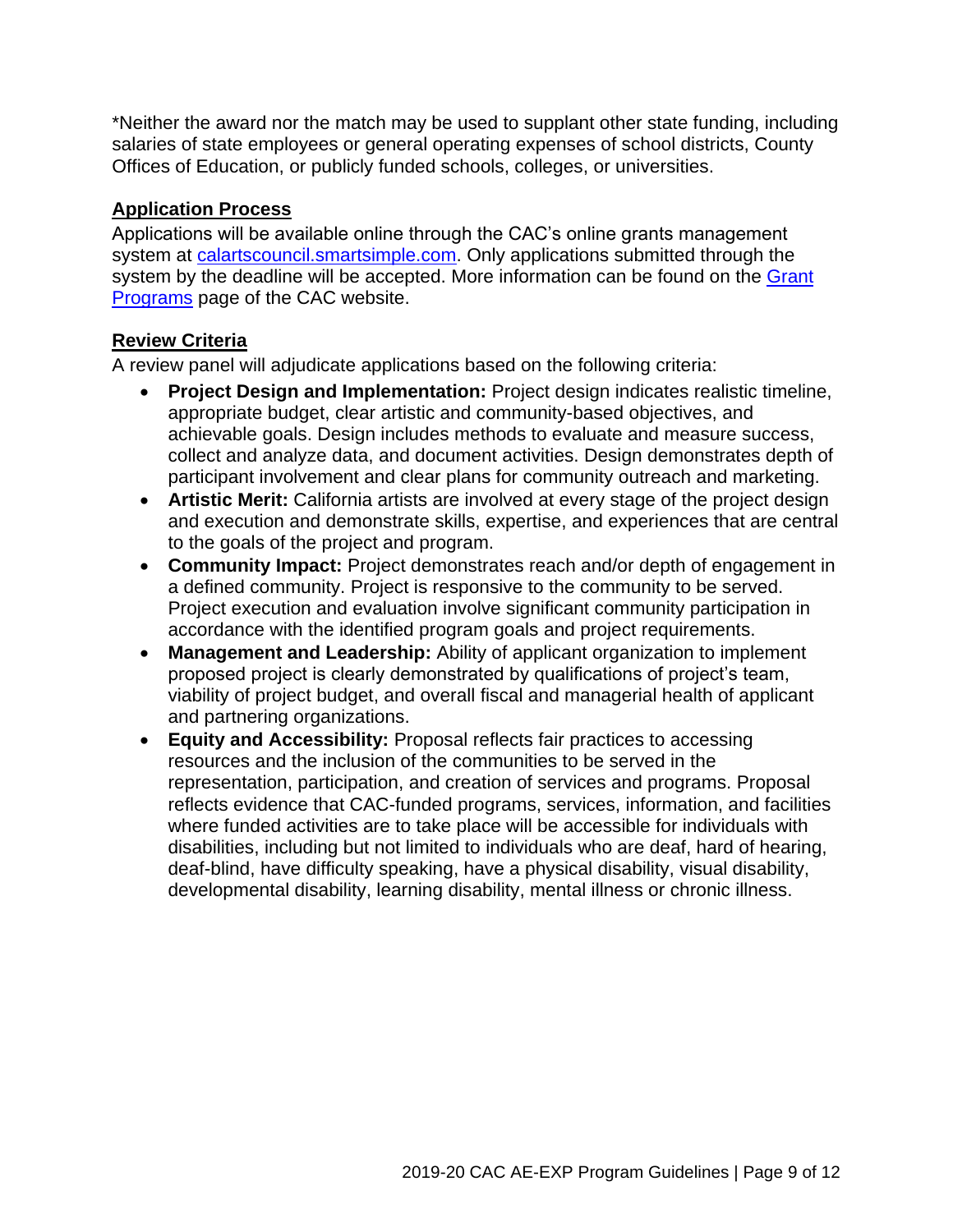*Neither the award nor the match may be used to supplant other state funding, including salaries of state employees or general operating expenses of school districts, County Offices of Education, or publicly funded schools, colleges, or universities.

## Application Process

Applications will be available online through the CAC's online grants management system at [calartscouncil.smartsimple.com](calartscouncil.smartsimple.com). Only applications submitted through the system by the deadline will be accepted. More information can be found on the [Grant Programs]() page of the CAC website.

## Review Criteria

A review panel will adjudicate applications based on the following criteria:

- **Project Design and Implementation:** Project design indicates realistic timeline, appropriate budget, clear artistic and community-based objectives, and achievable goals. Design includes methods to evaluate and measure success, collect and analyze data, and document activities. Design demonstrates depth of participant involvement and clear plans for community outreach and marketing.
- **Artistic Merit:** California artists are involved at every stage of the project design and execution and demonstrate skills, expertise, and experiences that are central to the goals of the project and program.
- **Community Impact:** Project demonstrates reach and/or depth of engagement in a defined community. Project is responsive to the community to be served. Project execution and evaluation involve significant community participation in accordance with the identified program goals and project requirements.
- **Management and Leadership:** Ability of applicant organization to implement proposed project is clearly demonstrated by qualifications of project's team, viability of project budget, and overall fiscal and managerial health of applicant and partnering organizations.
- **Equity and Accessibility:** Proposal reflects fair practices to accessing resources and the inclusion of the communities to be served in the representation, participation, and creation of services and programs. Proposal reflects evidence that CAC-funded programs, services, information, and facilities where funded activities are to take place will be accessible for individuals with disabilities, including but not limited to individuals who are deaf, hard of hearing, deaf-blind, have difficulty speaking, have a physical disability, visual disability, developmental disability, learning disability, mental illness or chronic illness.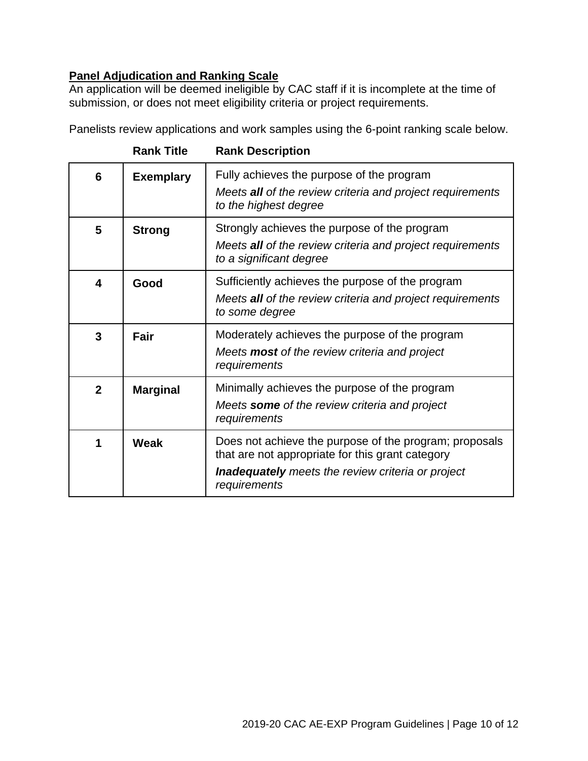**Panel Adjudication and Ranking Scale**

An application will be deemed ineligible by CAC staff if it is incomplete at the time of submission, or does not meet eligibility criteria or project requirements.

Panelists review applications and work samples using the 6-point ranking scale below.

| | Rank Title | Rank Description |
|---|---|---|
| **6** | **Exemplary** | Fully achieves the purpose of the program<br>*Meets **all** of the review criteria and project requirements to the highest degree* |
| **5** | **Strong** | Strongly achieves the purpose of the program<br>*Meets **all** of the review criteria and project requirements to a significant degree* |
| **4** | **Good** | Sufficiently achieves the purpose of the program<br>*Meets **all** of the review criteria and project requirements to some degree* |
| **3** | **Fair** | Moderately achieves the purpose of the program<br>*Meets **most** of the review criteria and project requirements* |
| **2** | **Marginal** | Minimally achieves the purpose of the program<br>*Meets **some** of the review criteria and project requirements* |
| **1** | **Weak** | Does not achieve the purpose of the program; proposals that are not appropriate for this grant category<br>***Inadequately** meets the review criteria or project requirements* |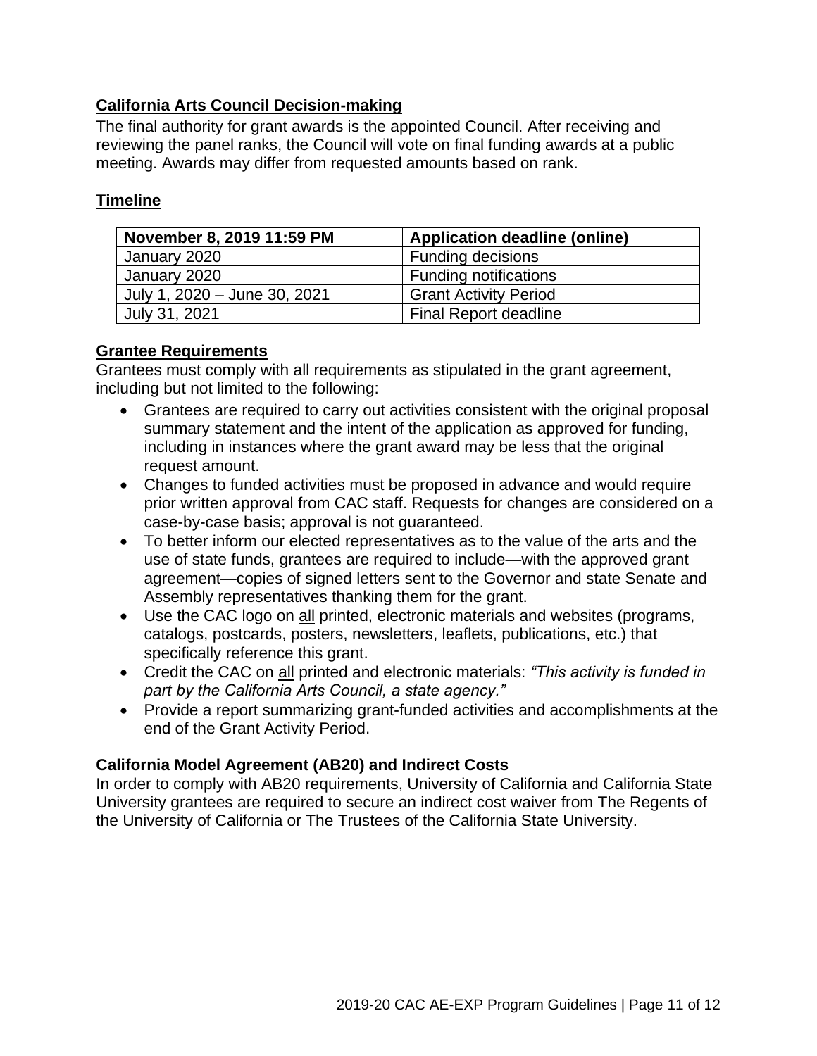## California Arts Council Decision-making

The final authority for grant awards is the appointed Council. After receiving and reviewing the panel ranks, the Council will vote on final funding awards at a public meeting. Awards may differ from requested amounts based on rank.

## Timeline

| November 8, 2019 11:59 PM | Application deadline (online) |
|---|---|
| January 2020 | Funding decisions |
| January 2020 | Funding notifications |
| July 1, 2020 – June 30, 2021 | Grant Activity Period |
| July 31, 2021 | Final Report deadline |

## Grantee Requirements

Grantees must comply with all requirements as stipulated in the grant agreement, including but not limited to the following:

- Grantees are required to carry out activities consistent with the original proposal summary statement and the intent of the application as approved for funding, including in instances where the grant award may be less that the original request amount.
- Changes to funded activities must be proposed in advance and would require prior written approval from CAC staff. Requests for changes are considered on a case-by-case basis; approval is not guaranteed.
- To better inform our elected representatives as to the value of the arts and the use of state funds, grantees are required to include—with the approved grant agreement—copies of signed letters sent to the Governor and state Senate and Assembly representatives thanking them for the grant.
- Use the CAC logo on all printed, electronic materials and websites (programs, catalogs, postcards, posters, newsletters, leaflets, publications, etc.) that specifically reference this grant.
- Credit the CAC on all printed and electronic materials: *"This activity is funded in part by the California Arts Council, a state agency."*
- Provide a report summarizing grant-funded activities and accomplishments at the end of the Grant Activity Period.

### California Model Agreement (AB20) and Indirect Costs

In order to comply with AB20 requirements, University of California and California State University grantees are required to secure an indirect cost waiver from The Regents of the University of California or The Trustees of the California State University.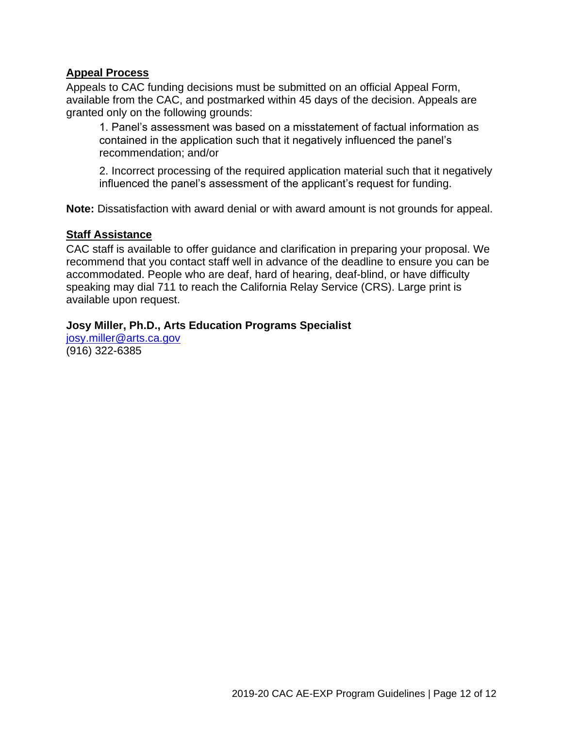## Appeal Process

Appeals to CAC funding decisions must be submitted on an official Appeal Form, available from the CAC, and postmarked within 45 days of the decision. Appeals are granted only on the following grounds:

1. Panel's assessment was based on a misstatement of factual information as contained in the application such that it negatively influenced the panel's recommendation; and/or

2. Incorrect processing of the required application material such that it negatively influenced the panel's assessment of the applicant's request for funding.

**Note:** Dissatisfaction with award denial or with award amount is not grounds for appeal.

## Staff Assistance

CAC staff is available to offer guidance and clarification in preparing your proposal. We recommend that you contact staff well in advance of the deadline to ensure you can be accommodated. People who are deaf, hard of hearing, deaf-blind, or have difficulty speaking may dial 711 to reach the California Relay Service (CRS). Large print is available upon request.

**Josy Miller, Ph.D., Arts Education Programs Specialist**
josy.miller@arts.ca.gov
(916) 322-6385